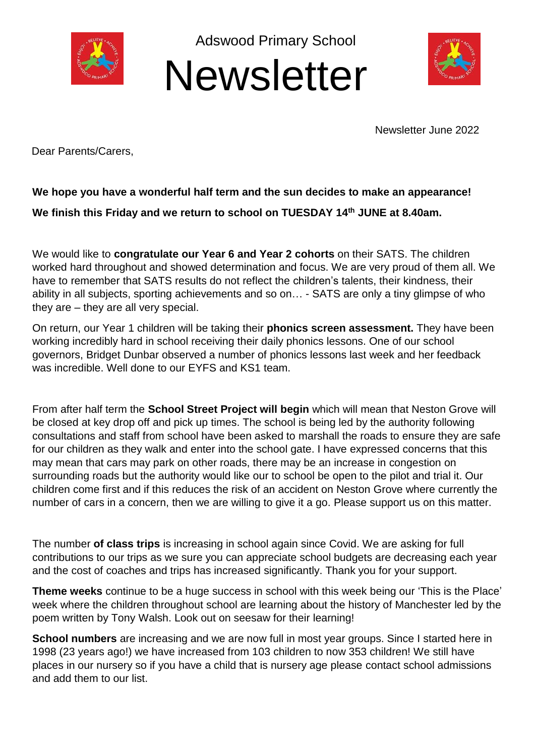Adswood Primary School

# Newsletter

Newsletter June 2022

Dear Parents/Carers,

**We hope you have a wonderful half term and the sun decides to make an appearance!**

**We finish this Friday and we return to school on TUESDAY 14th JUNE at 8.40am.**

We would like to **congratulate our Year 6 and Year 2 cohorts** on their SATS. The children worked hard throughout and showed determination and focus. We are very proud of them all. We have to remember that SATS results do not reflect the children's talents, their kindness, their ability in all subjects, sporting achievements and so on… - SATS are only a tiny glimpse of who they are – they are all very special.

On return, our Year 1 children will be taking their **phonics screen assessment.** They have been working incredibly hard in school receiving their daily phonics lessons. One of our school governors, Bridget Dunbar observed a number of phonics lessons last week and her feedback was incredible. Well done to our EYFS and KS1 team.

From after half term the **School Street Project will begin** which will mean that Neston Grove will be closed at key drop off and pick up times. The school is being led by the authority following consultations and staff from school have been asked to marshall the roads to ensure they are safe for our children as they walk and enter into the school gate. I have expressed concerns that this may mean that cars may park on other roads, there may be an increase in congestion on surrounding roads but the authority would like our to school be open to the pilot and trial it. Our children come first and if this reduces the risk of an accident on Neston Grove where currently the number of cars in a concern, then we are willing to give it a go. Please support us on this matter.

The number **of class trips** is increasing in school again since Covid. We are asking for full contributions to our trips as we sure you can appreciate school budgets are decreasing each year and the cost of coaches and trips has increased significantly. Thank you for your support.

**Theme weeks** continue to be a huge success in school with this week being our 'This is the Place' week where the children throughout school are learning about the history of Manchester led by the poem written by Tony Walsh. Look out on seesaw for their learning!

**School numbers** are increasing and we are now full in most year groups. Since I started here in 1998 (23 years ago!) we have increased from 103 children to now 353 children! We still have places in our nursery so if you have a child that is nursery age please contact school admissions and add them to our list.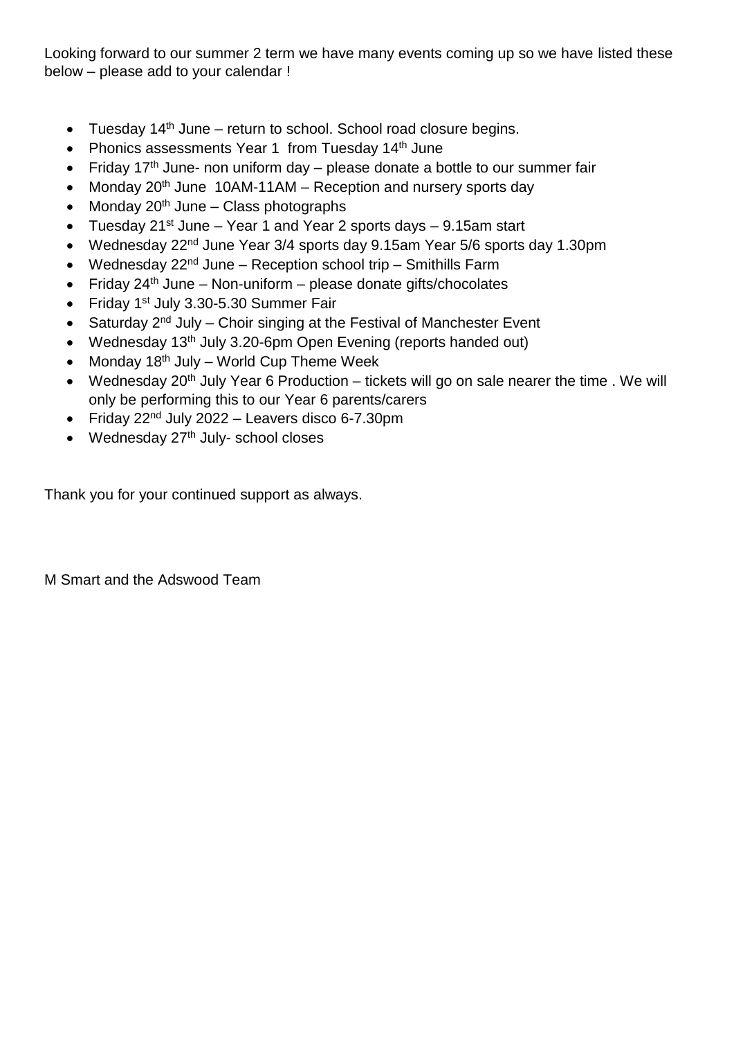Looking forward to our summer 2 term we have many events coming up so we have listed these below – please add to your calendar !

- Tuesday 14th June – return to school. School road closure begins.
- Phonics assessments Year 1 from Tuesday 14th June
- Friday 17th June- non uniform day – please donate a bottle to our summer fair
- Monday 20th June 10AM-11AM – Reception and nursery sports day
- Monday 20th June – Class photographs
- Tuesday 21st June – Year 1 and Year 2 sports days – 9.15am start
- Wednesday 22nd June Year 3/4 sports day 9.15am Year 5/6 sports day 1.30pm
- Wednesday 22nd June – Reception school trip – Smithills Farm
- Friday 24th June – Non-uniform – please donate gifts/chocolates
- Friday 1st July 3.30-5.30 Summer Fair
- Saturday 2nd July – Choir singing at the Festival of Manchester Event
- Wednesday 13th July 3.20-6pm Open Evening (reports handed out)
- Monday 18th July – World Cup Theme Week
- Wednesday 20th July Year 6 Production – tickets will go on sale nearer the time . We will only be performing this to our Year 6 parents/carers
- Friday 22nd July 2022 – Leavers disco 6-7.30pm
- Wednesday 27th July- school closes

Thank you for your continued support as always.

M Smart and the Adswood Team